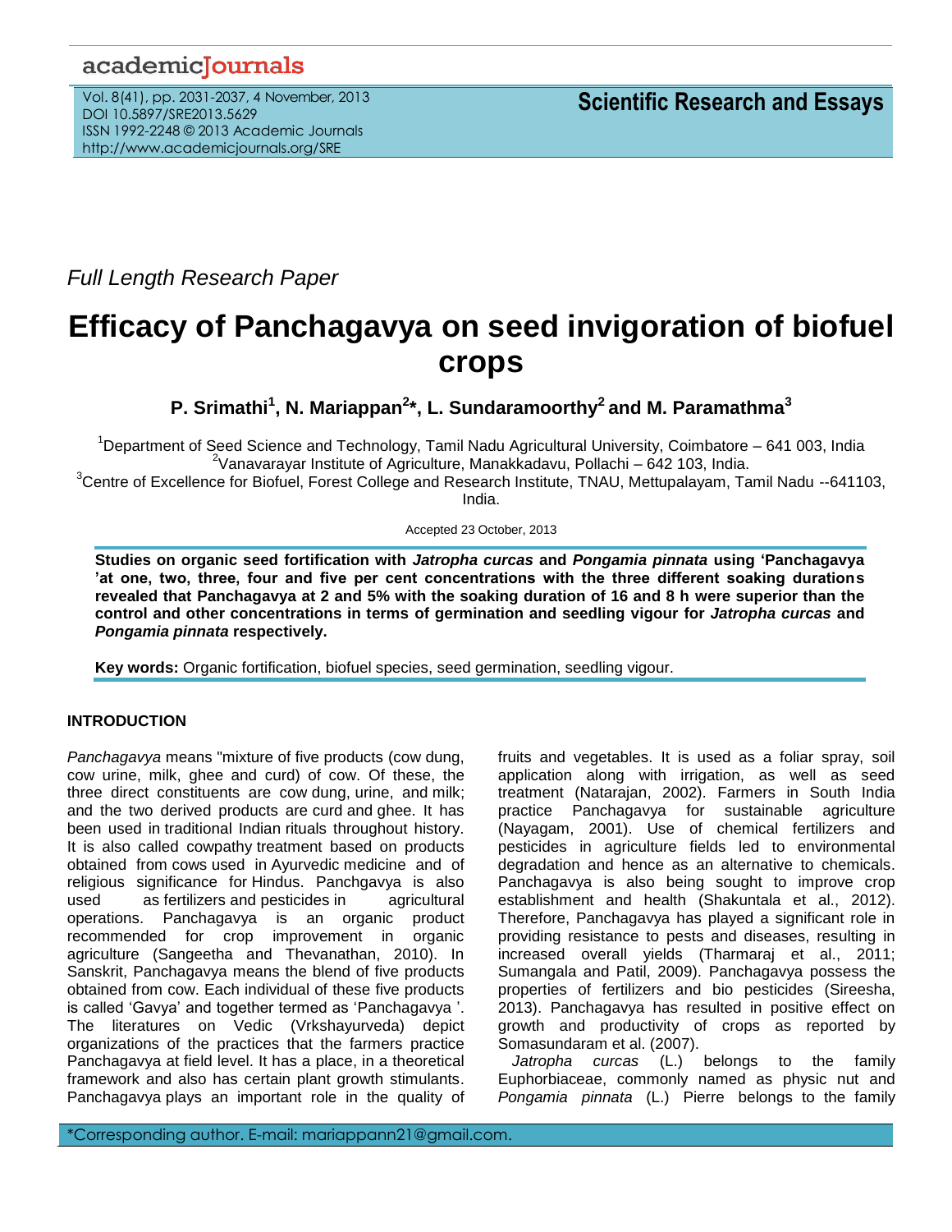Full Length Research Paper

# Efficacy of Panchagavya on seed invigoration of biofuel crops

**P. Srimathi[1], N. Mariappan[2]*, L. Sundaramoorthy[2] and M. Paramathma[3]**

[1]Department of Seed Science and Technology, Tamil Nadu Agricultural University, Coimbatore – 641 003, India
[2]Vanavarayar Institute of Agriculture, Manakkadavu, Pollachi – 642 103, India.
[3]Centre of Excellence for Biofuel, Forest College and Research Institute, TNAU, Mettupalayam, Tamil Nadu --641103, India.

Accepted 23 October, 2013

**Studies on organic seed fortification with *Jatropha curcas* and *Pongamia pinnata* using 'Panchagavya 'at one, two, three, four and five per cent concentrations with the three different soaking durations revealed that Panchagavya at 2 and 5% with the soaking duration of 16 and 8 h were superior than the control and other concentrations in terms of germination and seedling vigour for *Jatropha curcas* and *Pongamia pinnata* respectively.**

**Key words:** Organic fortification, biofuel species, seed germination, seedling vigour.

## INTRODUCTION

*Panchagavya* means "mixture of five products (cow dung, cow urine, milk, ghee and curd) of cow. Of these, the three direct constituents are cow dung, urine, and milk; and the two derived products are curd and ghee. It has been used in traditional Indian rituals throughout history. It is also called cowpathy treatment based on products obtained from cows used in Ayurvedic medicine and of religious significance for Hindus. Panchgavya is also used as fertilizers and pesticides in agricultural operations. Panchagavya is an organic product recommended for crop improvement in organic agriculture (Sangeetha and Thevanathan, 2010). In Sanskrit, Panchagavya means the blend of five products obtained from cow. Each individual of these five products is called 'Gavya' and together termed as 'Panchagavya '. The literatures on Vedic (Vrkshayurveda) depict organizations of the practices that the farmers practice Panchagavya at field level. It has a place, in a theoretical framework and also has certain plant growth stimulants. Panchagavya plays an important role in the quality of fruits and vegetables. It is used as a foliar spray, soil application along with irrigation, as well as seed treatment (Natarajan, 2002). Farmers in South India practice Panchagavya for sustainable agriculture (Nayagam, 2001). Use of chemical fertilizers and pesticides in agriculture fields led to environmental degradation and hence as an alternative to chemicals. Panchagavya is also being sought to improve crop establishment and health (Shakuntala et al., 2012). Therefore, Panchagavya has played a significant role in providing resistance to pests and diseases, resulting in increased overall yields (Tharmaraj et al., 2011; Sumangala and Patil, 2009). Panchagavya possess the properties of fertilizers and bio pesticides (Sireesha, 2013). Panchagavya has resulted in positive effect on growth and productivity of crops as reported by Somasundaram et al. (2007).

*Jatropha curcas* (L.) belongs to the family Euphorbiaceae, commonly named as physic nut and *Pongamia pinnata* (L.) Pierre belongs to the family

*Corresponding author. E-mail: mariappann21@gmail.com.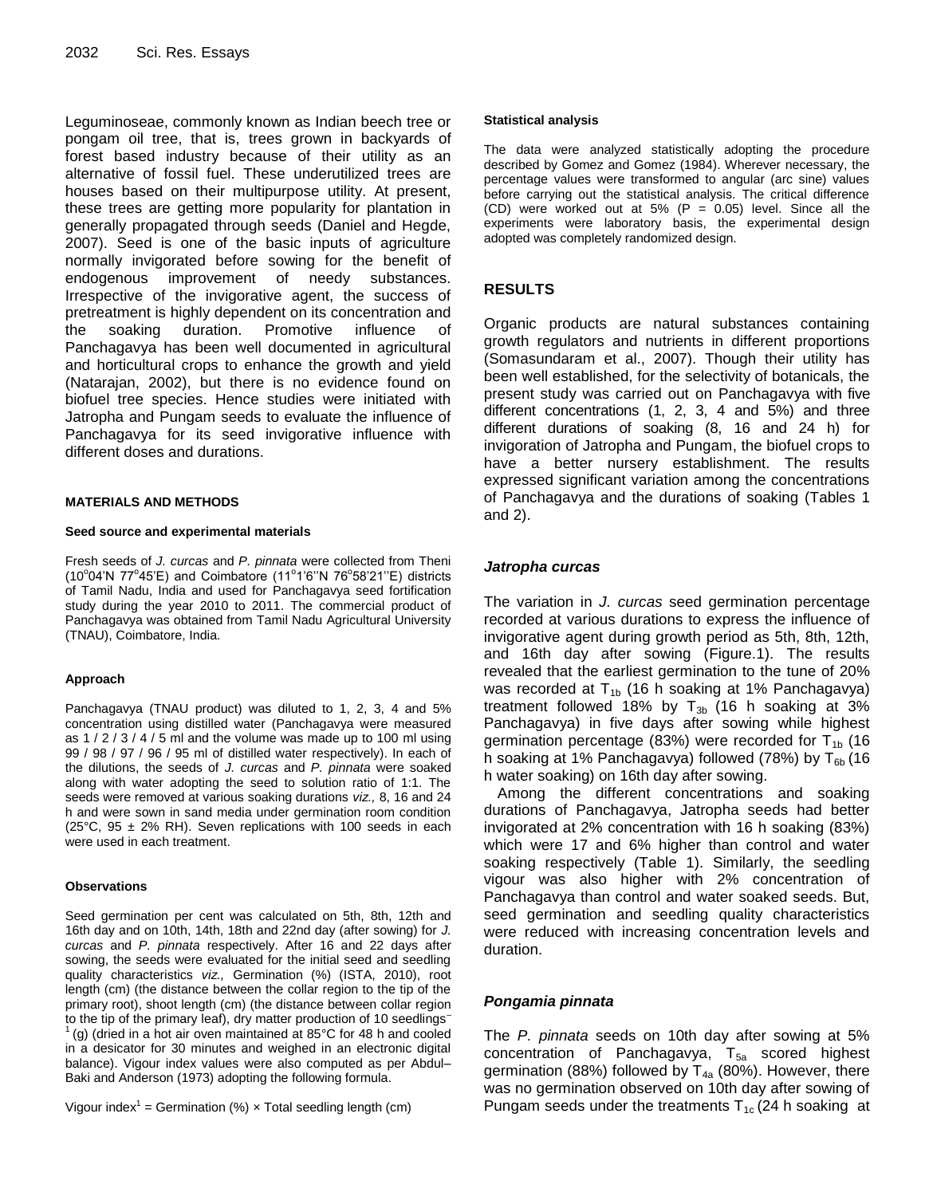Leguminoseae, commonly known as Indian beech tree or pongam oil tree, that is, trees grown in backyards of forest based industry because of their utility as an alternative of fossil fuel. These underutilized trees are houses based on their multipurpose utility. At present, these trees are getting more popularity for plantation in generally propagated through seeds (Daniel and Hegde, 2007). Seed is one of the basic inputs of agriculture normally invigorated before sowing for the benefit of endogenous improvement of needy substances. Irrespective of the invigorative agent, the success of pretreatment is highly dependent on its concentration and the soaking duration. Promotive influence of Panchagavya has been well documented in agricultural and horticultural crops to enhance the growth and yield (Natarajan, 2002), but there is no evidence found on biofuel tree species. Hence studies were initiated with Jatropha and Pungam seeds to evaluate the influence of Panchagavya for its seed invigorative influence with different doses and durations.

## MATERIALS AND METHODS

### Seed source and experimental materials

Fresh seeds of *J. curcas* and *P. pinnata* were collected from Theni (10°04'N 77°45'E) and Coimbatore (11°1'6''N 76°58'21''E) districts of Tamil Nadu, India and used for Panchagavya seed fortification study during the year 2010 to 2011. The commercial product of Panchagavya was obtained from Tamil Nadu Agricultural University (TNAU), Coimbatore, India.

### Approach

Panchagavya (TNAU product) was diluted to 1, 2, 3, 4 and 5% concentration using distilled water (Panchagavya were measured as 1 / 2 / 3 / 4 / 5 ml and the volume was made up to 100 ml using 99 / 98 / 97 / 96 / 95 ml of distilled water respectively). In each of the dilutions, the seeds of *J. curcas* and *P. pinnata* were soaked along with water adopting the seed to solution ratio of 1:1. The seeds were removed at various soaking durations *viz.,* 8, 16 and 24 h and were sown in sand media under germination room condition (25°C, 95 ± 2% RH). Seven replications with 100 seeds in each were used in each treatment.

### Observations

Seed germination per cent was calculated on 5th, 8th, 12th and 16th day and on 10th, 14th, 18th and 22nd day (after sowing) for *J. curcas* and *P. pinnata* respectively. After 16 and 22 days after sowing, the seeds were evaluated for the initial seed and seedling quality characteristics *viz.,* Germination (%) (ISTA, 2010), root length (cm) (the distance between the collar region to the tip of the primary root), shoot length (cm) (the distance between collar region to the tip of the primary leaf), dry matter production of 10 seedlings$^{-1}$ (g) (dried in a hot air oven maintained at 85°C for 48 h and cooled in a desicator for 30 minutes and weighed in an electronic digital balance). Vigour index values were also computed as per Abdul–Baki and Anderson (1973) adopting the following formula.

Vigour index[1] = Germination (%) × Total seedling length (cm)

### Statistical analysis

The data were analyzed statistically adopting the procedure described by Gomez and Gomez (1984). Wherever necessary, the percentage values were transformed to angular (arc sine) values before carrying out the statistical analysis. The critical difference (CD) were worked out at 5% (P = 0.05) level. Since all the experiments were laboratory basis, the experimental design adopted was completely randomized design.

## RESULTS

Organic products are natural substances containing growth regulators and nutrients in different proportions (Somasundaram et al., 2007). Though their utility has been well established, for the selectivity of botanicals, the present study was carried out on Panchagavya with five different concentrations (1, 2, 3, 4 and 5%) and three different durations of soaking (8, 16 and 24 h) for invigoration of Jatropha and Pungam, the biofuel crops to have a better nursery establishment. The results expressed significant variation among the concentrations of Panchagavya and the durations of soaking (Tables 1 and 2).

### *Jatropha curcas*

The variation in *J. curcas* seed germination percentage recorded at various durations to express the influence of invigorative agent during growth period as 5th, 8th, 12th, and 16th day after sowing (Figure.1). The results revealed that the earliest germination to the tune of 20% was recorded at $T_{1b}$ (16 h soaking at 1% Panchagavya) treatment followed 18% by $T_{3b}$ (16 h soaking at 3% Panchagavya) in five days after sowing while highest germination percentage (83%) were recorded for $T_{1b}$ (16 h soaking at 1% Panchagavya) followed (78%) by $T_{6b}$ (16 h water soaking) on 16th day after sowing.

Among the different concentrations and soaking durations of Panchagavya, Jatropha seeds had better invigorated at 2% concentration with 16 h soaking (83%) which were 17 and 6% higher than control and water soaking respectively (Table 1). Similarly, the seedling vigour was also higher with 2% concentration of Panchagavya than control and water soaked seeds. But, seed germination and seedling quality characteristics were reduced with increasing concentration levels and duration.

### *Pongamia pinnata*

The *P. pinnata* seeds on 10th day after sowing at 5% concentration of Panchagavya, $T_{5a}$ scored highest germination (88%) followed by $T_{4a}$ (80%). However, there was no germination observed on 10th day after sowing of Pungam seeds under the treatments $T_{1c}$ (24 h soaking at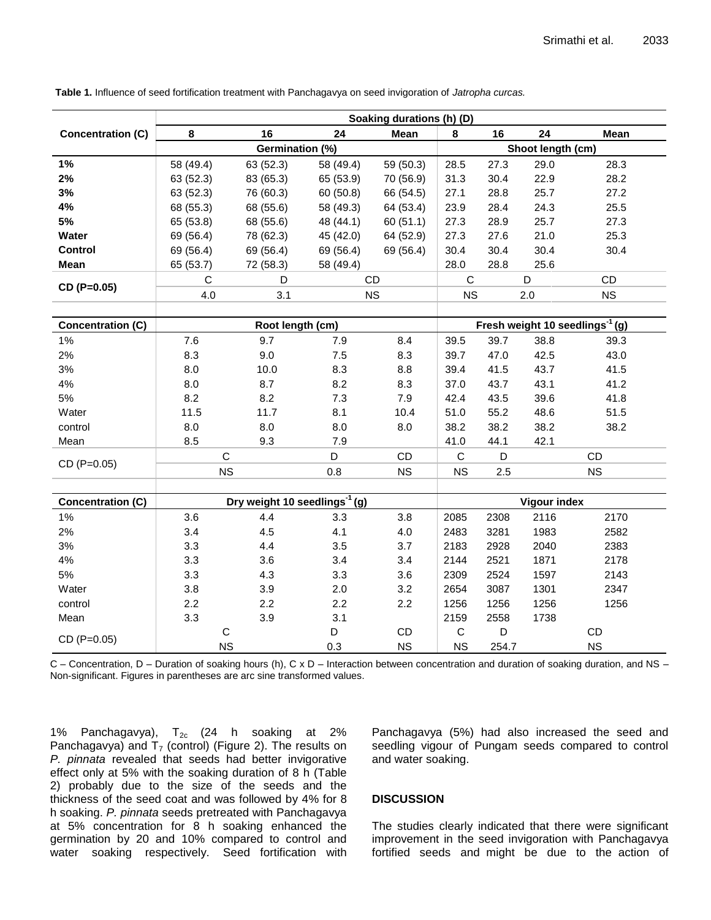**Table 1.** Influence of seed fortification treatment with Panchagavya on seed invigoration of *Jatropha curcas.*

| Concentration (C) | Soaking durations (h) (D) | | | | | | | |
|---|---|---|---|---|---|---|---|---|
| | 8 | 16 | 24 | Mean | 8 | 16 | 24 | Mean |
| | Germination (%) | | | | Shoot length (cm) | | | |
| **1%** | 58 (49.4) | 63 (52.3) | 58 (49.4) | 59 (50.3) | 28.5 | 27.3 | 29.0 | 28.3 |
| **2%** | 63 (52.3) | 83 (65.3) | 65 (53.9) | 70 (56.9) | 31.3 | 30.4 | 22.9 | 28.2 |
| **3%** | 63 (52.3) | 76 (60.3) | 60 (50.8) | 66 (54.5) | 27.1 | 28.8 | 25.7 | 27.2 |
| **4%** | 68 (55.3) | 68 (55.6) | 58 (49.3) | 64 (53.4) | 23.9 | 28.4 | 24.3 | 25.5 |
| **5%** | 65 (53.8) | 68 (55.6) | 48 (44.1) | 60 (51.1) | 27.3 | 28.9 | 25.7 | 27.3 |
| **Water** | 69 (56.4) | 78 (62.3) | 45 (42.0) | 64 (52.9) | 27.3 | 27.6 | 21.0 | 25.3 |
| **Control** | 69 (56.4) | 69 (56.4) | 69 (56.4) | 69 (56.4) | 30.4 | 30.4 | 30.4 | 30.4 |
| **Mean** | 65 (53.7) | 72 (58.3) | 58 (49.4) | | 28.0 | 28.8 | 25.6 | |
| **CD (P=0.05)** | C | D | CD | | C | D | CD | |
| | 4.0 | 3.1 | NS | | NS | 2.0 | NS | |
| **Concentration (C)** | Root length (cm) | | | | Fresh weight 10 seedlings$^{-1}$ (g) | | | |
| 1% | 7.6 | 9.7 | 7.9 | 8.4 | 39.5 | 39.7 | 38.8 | 39.3 |
| 2% | 8.3 | 9.0 | 7.5 | 8.3 | 39.7 | 47.0 | 42.5 | 43.0 |
| 3% | 8.0 | 10.0 | 8.3 | 8.8 | 39.4 | 41.5 | 43.7 | 41.5 |
| 4% | 8.0 | 8.7 | 8.2 | 8.3 | 37.0 | 43.7 | 43.1 | 41.2 |
| 5% | 8.2 | 8.2 | 7.3 | 7.9 | 42.4 | 43.5 | 39.6 | 41.8 |
| Water | 11.5 | 11.7 | 8.1 | 10.4 | 51.0 | 55.2 | 48.6 | 51.5 |
| control | 8.0 | 8.0 | 8.0 | 8.0 | 38.2 | 38.2 | 38.2 | 38.2 |
| Mean | 8.5 | 9.3 | 7.9 | | 41.0 | 44.1 | 42.1 | |
| CD (P=0.05) | C | | D | CD | C | D | CD | |
| | NS | | 0.8 | NS | NS | 2.5 | NS | |
| **Concentration (C)** | Dry weight 10 seedlings$^{-1}$ (g) | | | | Vigour index | | | |
| 1% | 3.6 | 4.4 | 3.3 | 3.8 | 2085 | 2308 | 2116 | 2170 |
| 2% | 3.4 | 4.5 | 4.1 | 4.0 | 2483 | 3281 | 1983 | 2582 |
| 3% | 3.3 | 4.4 | 3.5 | 3.7 | 2183 | 2928 | 2040 | 2383 |
| 4% | 3.3 | 3.6 | 3.4 | 3.4 | 2144 | 2521 | 1871 | 2178 |
| 5% | 3.3 | 4.3 | 3.3 | 3.6 | 2309 | 2524 | 1597 | 2143 |
| Water | 3.8 | 3.9 | 2.0 | 3.2 | 2654 | 3087 | 1301 | 2347 |
| control | 2.2 | 2.2 | 2.2 | 2.2 | 1256 | 1256 | 1256 | 1256 |
| Mean | 3.3 | 3.9 | 3.1 | | 2159 | 2558 | 1738 | |
| CD (P=0.05) | C | | D | CD | C | D | CD | |
| | NS | | 0.3 | NS | NS | 254.7 | NS | |

C – Concentration, D – Duration of soaking hours (h), C x D – Interaction between concentration and duration of soaking duration, and NS – Non-significant. Figures in parentheses are arc sine transformed values.

1% Panchagavya), $T_{2c}$ (24 h soaking at 2% Panchagavya) and $T_7$ (control) (Figure 2). The results on *P. pinnata* revealed that seeds had better invigorative effect only at 5% with the soaking duration of 8 h (Table 2) probably due to the size of the seeds and the thickness of the seed coat and was followed by 4% for 8 h soaking. *P. pinnata* seeds pretreated with Panchagavya at 5% concentration for 8 h soaking enhanced the germination by 20 and 10% compared to control and water soaking respectively. Seed fortification with Panchagavya (5%) had also increased the seed and seedling vigour of Pungam seeds compared to control and water soaking.

## DISCUSSION

The studies clearly indicated that there were significant improvement in the seed invigoration with Panchagavya fortified seeds and might be due to the action of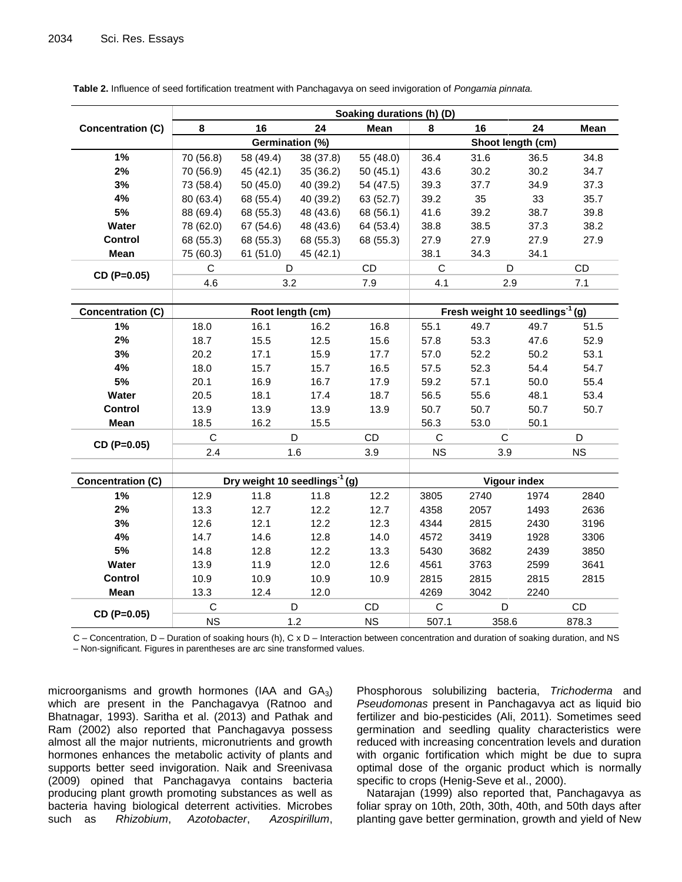**Table 2.** Influence of seed fortification treatment with Panchagavya on seed invigoration of *Pongamia pinnata.*

| Concentration (C) | Soaking durations (h) (D) | | | | | | | |
|---|---|---|---|---|---|---|---|---|
| | 8 | 16 | 24 | Mean | 8 | 16 | 24 | Mean |
| | Germination (%) | | | | Shoot length (cm) | | | |
| 1% | 70 (56.8) | 58 (49.4) | 38 (37.8) | 55 (48.0) | 36.4 | 31.6 | 36.5 | 34.8 |
| 2% | 70 (56.9) | 45 (42.1) | 35 (36.2) | 50 (45.1) | 43.6 | 30.2 | 30.2 | 34.7 |
| 3% | 73 (58.4) | 50 (45.0) | 40 (39.2) | 54 (47.5) | 39.3 | 37.7 | 34.9 | 37.3 |
| 4% | 80 (63.4) | 68 (55.4) | 40 (39.2) | 63 (52.7) | 39.2 | 35 | 33 | 35.7 |
| 5% | 88 (69.4) | 68 (55.3) | 48 (43.6) | 68 (56.1) | 41.6 | 39.2 | 38.7 | 39.8 |
| Water | 78 (62.0) | 67 (54.6) | 48 (43.6) | 64 (53.4) | 38.8 | 38.5 | 37.3 | 38.2 |
| Control | 68 (55.3) | 68 (55.3) | 68 (55.3) | 68 (55.3) | 27.9 | 27.9 | 27.9 | 27.9 |
| Mean | 75 (60.3) | 61 (51.0) | 45 (42.1) | | 38.1 | 34.3 | 34.1 | |
| CD (P=0.05) | C | D | | CD | C | D | | CD |
| | 4.6 | 3.2 | | 7.9 | 4.1 | 2.9 | | 7.1 |
| Concentration (C) | Root length (cm) | | | | Fresh weight 10 seedlings$^{-1}$ (g) | | | |
| 1% | 18.0 | 16.1 | 16.2 | 16.8 | 55.1 | 49.7 | 49.7 | 51.5 |
| 2% | 18.7 | 15.5 | 12.5 | 15.6 | 57.8 | 53.3 | 47.6 | 52.9 |
| 3% | 20.2 | 17.1 | 15.9 | 17.7 | 57.0 | 52.2 | 50.2 | 53.1 |
| 4% | 18.0 | 15.7 | 15.7 | 16.5 | 57.5 | 52.3 | 54.4 | 54.7 |
| 5% | 20.1 | 16.9 | 16.7 | 17.9 | 59.2 | 57.1 | 50.0 | 55.4 |
| Water | 20.5 | 18.1 | 17.4 | 18.7 | 56.5 | 55.6 | 48.1 | 53.4 |
| Control | 13.9 | 13.9 | 13.9 | 13.9 | 50.7 | 50.7 | 50.7 | 50.7 |
| Mean | 18.5 | 16.2 | 15.5 | | 56.3 | 53.0 | 50.1 | |
| CD (P=0.05) | C | D | | CD | C | C | | D |
| | 2.4 | 1.6 | | 3.9 | NS | 3.9 | | NS |
| Concentration (C) | Dry weight 10 seedlings$^{-1}$ (g) | | | | Vigour index | | | |
| 1% | 12.9 | 11.8 | 11.8 | 12.2 | 3805 | 2740 | 1974 | 2840 |
| 2% | 13.3 | 12.7 | 12.2 | 12.7 | 4358 | 2057 | 1493 | 2636 |
| 3% | 12.6 | 12.1 | 12.2 | 12.3 | 4344 | 2815 | 2430 | 3196 |
| 4% | 14.7 | 14.6 | 12.8 | 14.0 | 4572 | 3419 | 1928 | 3306 |
| 5% | 14.8 | 12.8 | 12.2 | 13.3 | 5430 | 3682 | 2439 | 3850 |
| Water | 13.9 | 11.9 | 12.0 | 12.6 | 4561 | 3763 | 2599 | 3641 |
| Control | 10.9 | 10.9 | 10.9 | 10.9 | 2815 | 2815 | 2815 | 2815 |
| Mean | 13.3 | 12.4 | 12.0 | | 4269 | 3042 | 2240 | |
| CD (P=0.05) | C | D | | CD | C | D | | CD |
| | NS | 1.2 | | NS | 507.1 | 358.6 | | 878.3 |

C – Concentration, D – Duration of soaking hours (h), C x D – Interaction between concentration and duration of soaking duration, and NS – Non-significant. Figures in parentheses are arc sine transformed values.

microorganisms and growth hormones (IAA and $GA_3$) which are present in the Panchagavya (Ratnoo and Bhatnagar, 1993). Saritha et al. (2013) and Pathak and Ram (2002) also reported that Panchagavya possess almost all the major nutrients, micronutrients and growth hormones enhances the metabolic activity of plants and supports better seed invigoration. Naik and Sreenivasa (2009) opined that Panchagavya contains bacteria producing plant growth promoting substances as well as bacteria having biological deterrent activities. Microbes such as *Rhizobium*, *Azotobacter*, *Azospirillum*, Phosphorous solubilizing bacteria, *Trichoderma* and *Pseudomonas* present in Panchagavya act as liquid bio fertilizer and bio-pesticides (Ali, 2011). Sometimes seed germination and seedling quality characteristics were reduced with increasing concentration levels and duration with organic fortification which might be due to supra optimal dose of the organic product which is normally specific to crops (Henig-Seve et al., 2000).

Natarajan (1999) also reported that, Panchagavya as foliar spray on 10th, 20th, 30th, 40th, and 50th days after planting gave better germination, growth and yield of New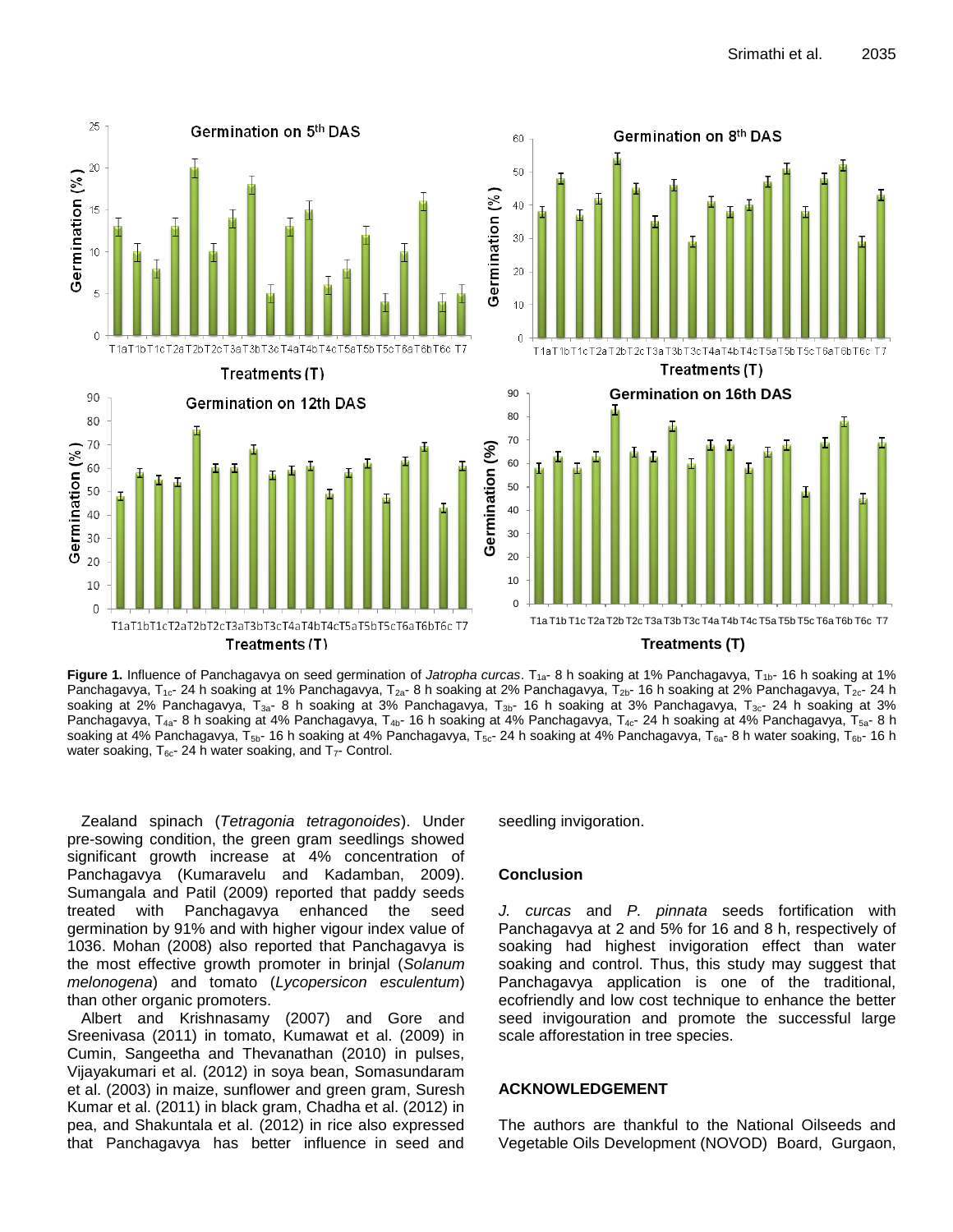**Figure 1.** Influence of Panchagavya on seed germination of *Jatropha curcas*. $T_{1a}$- 8 h soaking at 1% Panchagavya, $T_{1b}$- 16 h soaking at 1% Panchagavya, $T_{1c}$- 24 h soaking at 1% Panchagavya, $T_{2a}$- 8 h soaking at 2% Panchagavya, $T_{2b}$- 16 h soaking at 2% Panchagavya, $T_{2c}$- 24 h soaking at 2% Panchagavya, $T_{3a}$- 8 h soaking at 3% Panchagavya, $T_{3b}$- 16 h soaking at 3% Panchagavya, $T_{3c}$- 24 h soaking at 3% Panchagavya, $T_{4a}$- 8 h soaking at 4% Panchagavya, $T_{4b}$- 16 h soaking at 4% Panchagavya, $T_{4c}$- 24 h soaking at 4% Panchagavya, $T_{5a}$- 8 h soaking at 4% Panchagavya, $T_{5b}$- 16 h soaking at 4% Panchagavya, $T_{5c}$- 24 h soaking at 4% Panchagavya, $T_{6a}$- 8 h water soaking, $T_{6b}$- 16 h water soaking, $T_{6c}$- 24 h water soaking, and $T_7$- Control.

Zealand spinach (*Tetragonia tetragonoides*). Under pre-sowing condition, the green gram seedlings showed significant growth increase at 4% concentration of Panchagavya (Kumaravelu and Kadamban, 2009). Sumangala and Patil (2009) reported that paddy seeds treated with Panchagavya enhanced the seed germination by 91% and with higher vigour index value of 1036. Mohan (2008) also reported that Panchagavya is the most effective growth promoter in brinjal (*Solanum melonogena*) and tomato (*Lycopersicon esculentum*) than other organic promoters.

Albert and Krishnasamy (2007) and Gore and Sreenivasa (2011) in tomato, Kumawat et al. (2009) in Cumin, Sangeetha and Thevanathan (2010) in pulses, Vijayakumari et al. (2012) in soya bean, Somasundaram et al. (2003) in maize, sunflower and green gram, Suresh Kumar et al. (2011) in black gram, Chadha et al. (2012) in pea, and Shakuntala et al. (2012) in rice also expressed that Panchagavya has better influence in seed and seedling invigoration.

## Conclusion

*J. curcas* and *P. pinnata* seeds fortification with Panchagavya at 2 and 5% for 16 and 8 h, respectively of soaking had highest invigoration effect than water soaking and control. Thus, this study may suggest that Panchagavya application is one of the traditional, ecofriendly and low cost technique to enhance the better seed invigouration and promote the successful large scale afforestation in tree species.

## ACKNOWLEDGEMENT

The authors are thankful to the National Oilseeds and Vegetable Oils Development (NOVOD) Board, Gurgaon,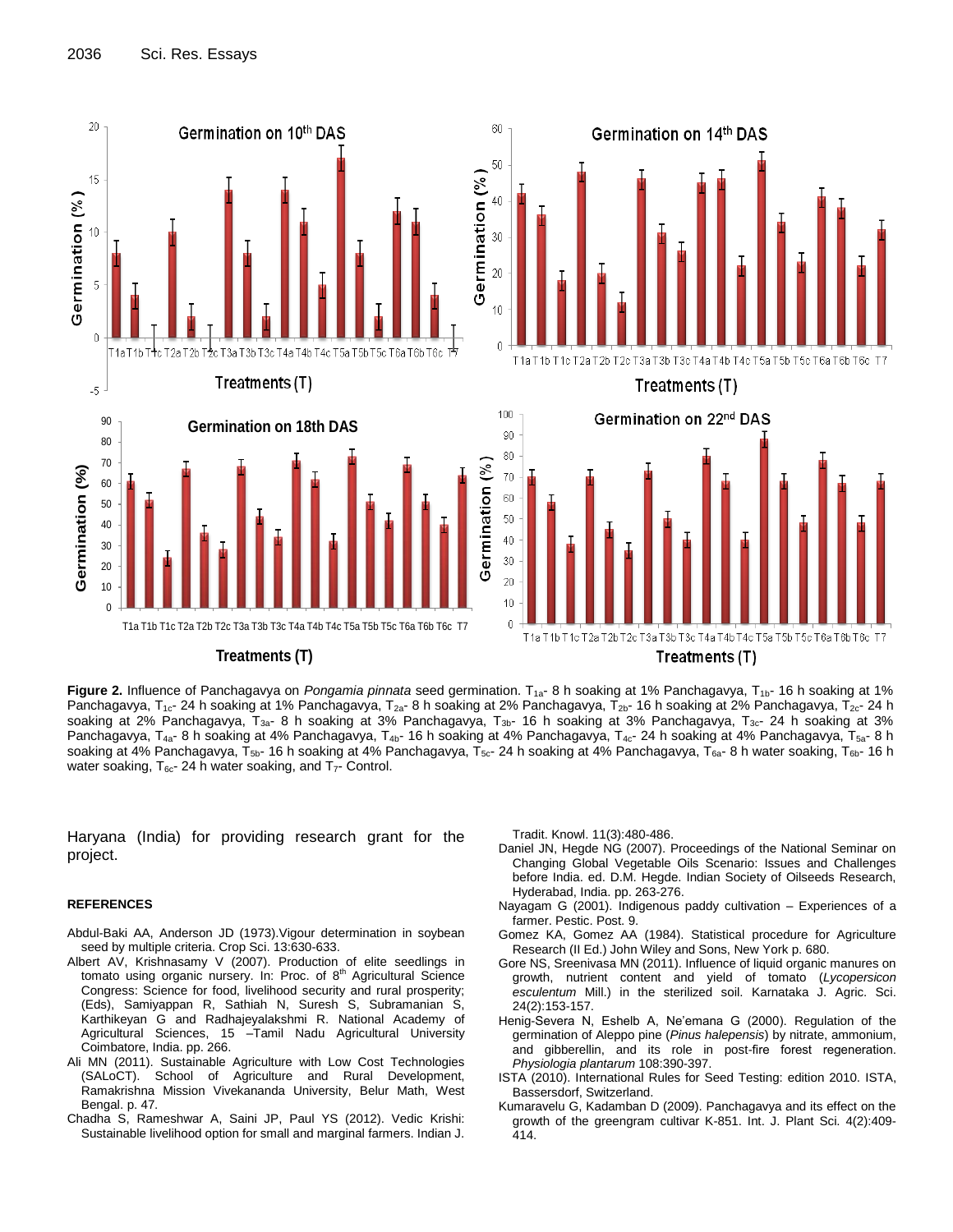**Figure 2.** Influence of Panchagavya on *Pongamia pinnata* seed germination. $T_{1a}$- 8 h soaking at 1% Panchagavya, $T_{1b}$- 16 h soaking at 1% Panchagavya, $T_{1c}$- 24 h soaking at 1% Panchagavya, $T_{2a}$- 8 h soaking at 2% Panchagavya, $T_{2b}$- 16 h soaking at 2% Panchagavya, $T_{2c}$- 24 h soaking at 2% Panchagavya, $T_{3a}$- 8 h soaking at 3% Panchagavya, $T_{3b}$- 16 h soaking at 3% Panchagavya, $T_{3c}$- 24 h soaking at 3% Panchagavya, $T_{4a}$- 8 h soaking at 4% Panchagavya, $T_{4b}$- 16 h soaking at 4% Panchagavya, $T_{4c}$- 24 h soaking at 4% Panchagavya, $T_{5a}$- 8 h soaking at 4% Panchagavya, $T_{5b}$- 16 h soaking at 4% Panchagavya, $T_{5c}$- 24 h soaking at 4% Panchagavya, $T_{6a}$- 8 h water soaking, $T_{6b}$- 16 h water soaking, $T_{6c}$- 24 h water soaking, and $T_7$- Control.

Haryana (India) for providing research grant for the project.

## REFERENCES

Abdul-Baki AA, Anderson JD (1973).Vigour determination in soybean seed by multiple criteria. Crop Sci. 13:630-633.

Albert AV, Krishnasamy V (2007). Production of elite seedlings in tomato using organic nursery. In: Proc. of 8th Agricultural Science Congress: Science for food, livelihood security and rural prosperity; (Eds), Samiyappan R, Sathiah N, Suresh S, Subramanian S, Karthikeyan G and Radhajeyalakshmi R. National Academy of Agricultural Sciences, 15 –Tamil Nadu Agricultural University Coimbatore, India. pp. 266.

Ali MN (2011). Sustainable Agriculture with Low Cost Technologies (SALoCT). School of Agriculture and Rural Development, Ramakrishna Mission Vivekananda University, Belur Math, West Bengal. p. 47.

Chadha S, Rameshwar A, Saini JP, Paul YS (2012). Vedic Krishi: Sustainable livelihood option for small and marginal farmers. Indian J. Tradit. Knowl. 11(3):480-486.

Daniel JN, Hegde NG (2007). Proceedings of the National Seminar on Changing Global Vegetable Oils Scenario: Issues and Challenges before India. ed. D.M. Hegde. Indian Society of Oilseeds Research, Hyderabad, India. pp. 263-276.

Nayagam G (2001). Indigenous paddy cultivation – Experiences of a farmer. Pestic. Post. 9.

Gomez KA, Gomez AA (1984). Statistical procedure for Agriculture Research (II Ed.) John Wiley and Sons, New York p. 680.

Gore NS, Sreenivasa MN (2011). Influence of liquid organic manures on growth, nutrient content and yield of tomato (*Lycopersicon esculentum* Mill.) in the sterilized soil. Karnataka J. Agric. Sci. 24(2):153-157.

Henig-Severa N, Eshelb A, Ne'emana G (2000). Regulation of the germination of Aleppo pine (*Pinus halepensis*) by nitrate, ammonium, and gibberellin, and its role in post-fire forest regeneration. *Physiologia plantarum* 108:390-397.

ISTA (2010). International Rules for Seed Testing: edition 2010. ISTA, Bassersdorf, Switzerland.

Kumaravelu G, Kadamban D (2009). Panchagavya and its effect on the growth of the greengram cultivar K-851. Int. J. Plant Sci. 4(2):409-414.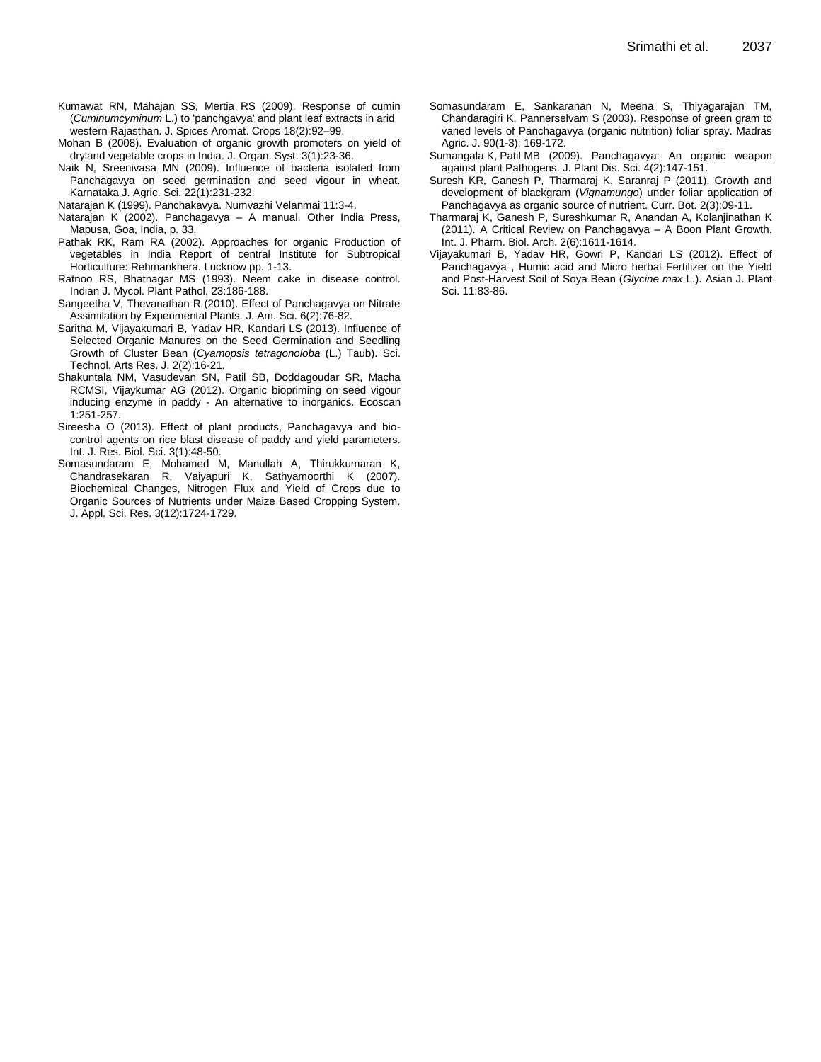Kumawat RN, Mahajan SS, Mertia RS (2009). Response of cumin (*Cuminumcyminum* L.) to 'panchgavya' and plant leaf extracts in arid western Rajasthan. J. Spices Aromat. Crops 18(2):92–99.

Mohan B (2008). Evaluation of organic growth promoters on yield of dryland vegetable crops in India. J. Organ. Syst. 3(1):23-36.

Naik N, Sreenivasa MN (2009). Influence of bacteria isolated from Panchagavya on seed germination and seed vigour in wheat. Karnataka J. Agric. Sci. 22(1):231-232.

Natarajan K (1999). Panchakavya. Numvazhi Velanmai 11:3-4.

Natarajan K (2002). Panchagavya – A manual. Other India Press, Mapusa, Goa, India, p. 33.

Pathak RK, Ram RA (2002). Approaches for organic Production of vegetables in India Report of central Institute for Subtropical Horticulture: Rehmankhera. Lucknow pp. 1-13.

Ratnoo RS, Bhatnagar MS (1993). Neem cake in disease control. Indian J. Mycol. Plant Pathol. 23:186-188.

Sangeetha V, Thevanathan R (2010). Effect of Panchagavya on Nitrate Assimilation by Experimental Plants. J. Am. Sci. 6(2):76-82.

Saritha M, Vijayakumari B, Yadav HR, Kandari LS (2013). Influence of Selected Organic Manures on the Seed Germination and Seedling Growth of Cluster Bean (*Cyamopsis tetragonoloba* (L.) Taub). Sci. Technol. Arts Res. J. 2(2):16-21.

Shakuntala NM, Vasudevan SN, Patil SB, Doddagoudar SR, Macha RCMSI, Vijaykumar AG (2012). Organic biopriming on seed vigour inducing enzyme in paddy - An alternative to inorganics. Ecoscan 1:251-257.

Sireesha O (2013). Effect of plant products, Panchagavya and bio-control agents on rice blast disease of paddy and yield parameters. Int. J. Res. Biol. Sci. 3(1):48-50.

Somasundaram E, Mohamed M, Manullah A, Thirukkumaran K, Chandrasekaran R, Vaiyapuri K, Sathyamoorthi K (2007). Biochemical Changes, Nitrogen Flux and Yield of Crops due to Organic Sources of Nutrients under Maize Based Cropping System. J. Appl. Sci. Res. 3(12):1724-1729.

Somasundaram E, Sankaranan N, Meena S, Thiyagarajan TM, Chandaragiri K, Pannerselvam S (2003). Response of green gram to varied levels of Panchagavya (organic nutrition) foliar spray. Madras Agric. J. 90(1-3): 169-172.

Sumangala K, Patil MB (2009). Panchagavya: An organic weapon against plant Pathogens. J. Plant Dis. Sci. 4(2):147-151.

Suresh KR, Ganesh P, Tharmaraj K, Saranraj P (2011). Growth and development of blackgram (*Vignamungo*) under foliar application of Panchagavya as organic source of nutrient. Curr. Bot. 2(3):09-11.

Tharmaraj K, Ganesh P, Sureshkumar R, Anandan A, Kolanjinathan K (2011). A Critical Review on Panchagavya – A Boon Plant Growth. Int. J. Pharm. Biol. Arch. 2(6):1611-1614.

Vijayakumari B, Yadav HR, Gowri P, Kandari LS (2012). Effect of Panchagavya , Humic acid and Micro herbal Fertilizer on the Yield and Post-Harvest Soil of Soya Bean (*Glycine max* L.). Asian J. Plant Sci. 11:83-86.